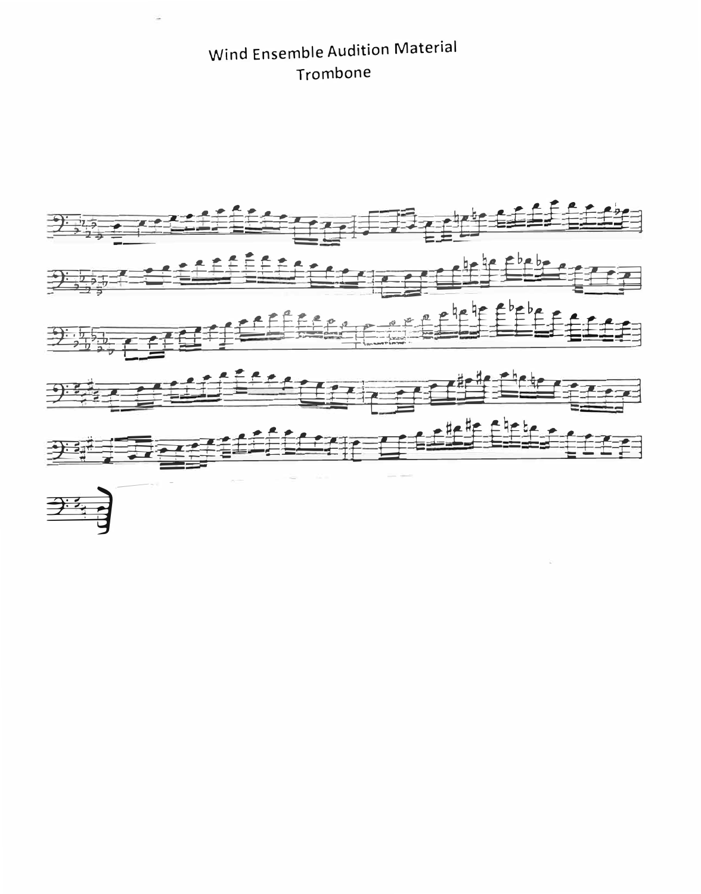# Wind Ensemble Audition Material

## Trombone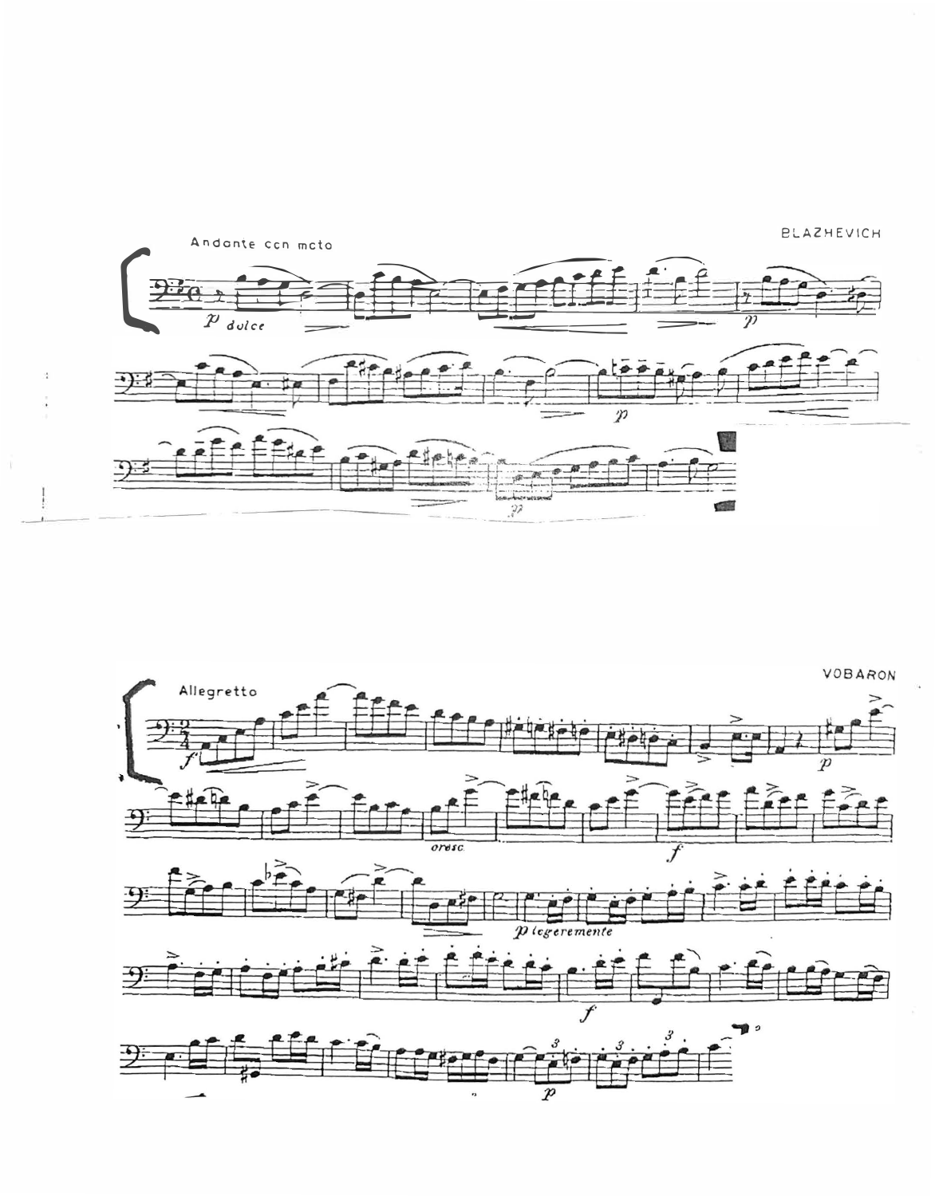Andante con moto

BLAZHEVICH

Allegretto

VOBARON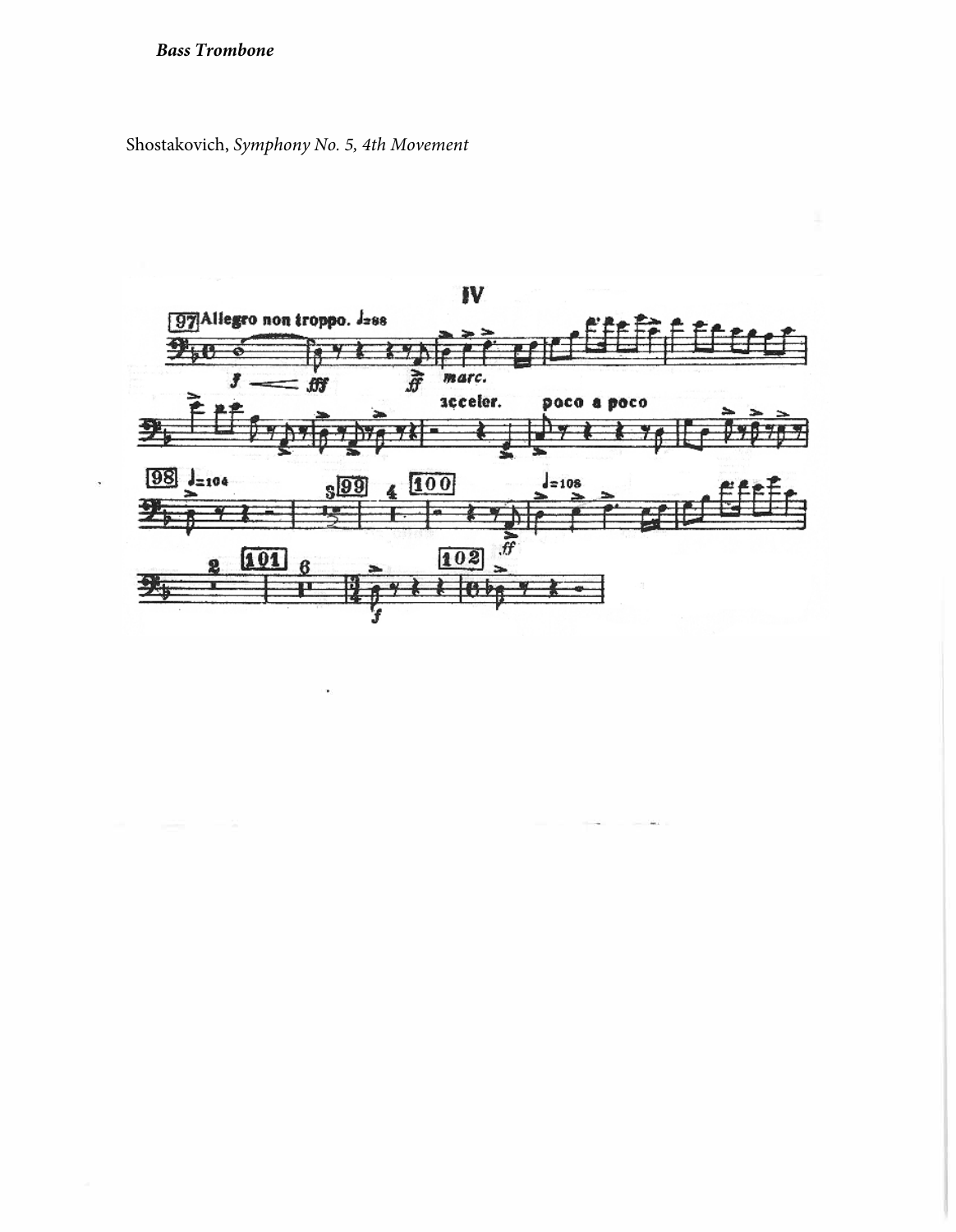***Bass Trombone***

Shostakovich, *Symphony No. 5, 4th Movement*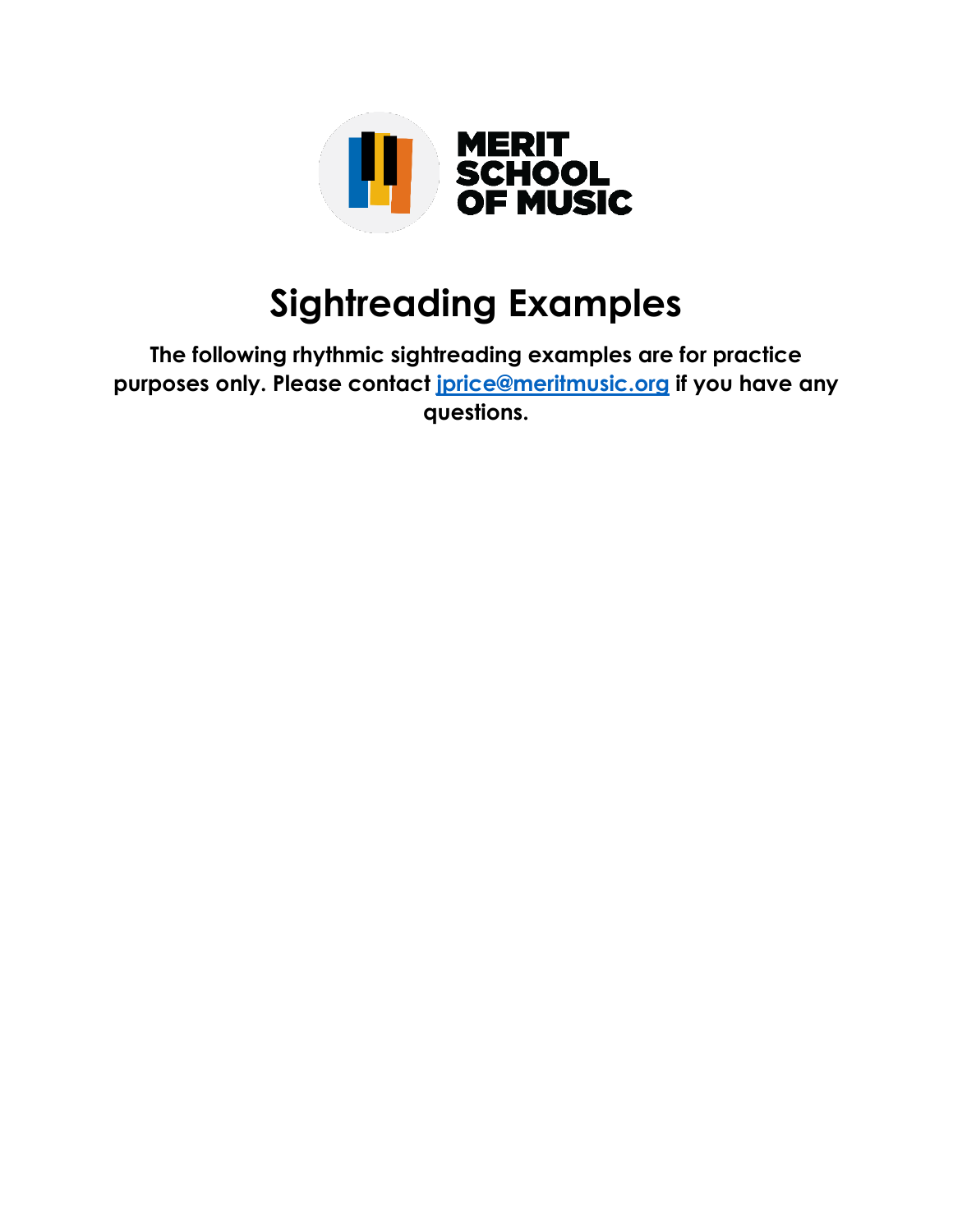MERIT SCHOOL OF MUSIC

# Sightreading Examples

**The following rhythmic sightreading examples are for practice purposes only. Please contact [jprice@meritmusic.org](mailto:jprice@meritmusic.org) if you have any questions.**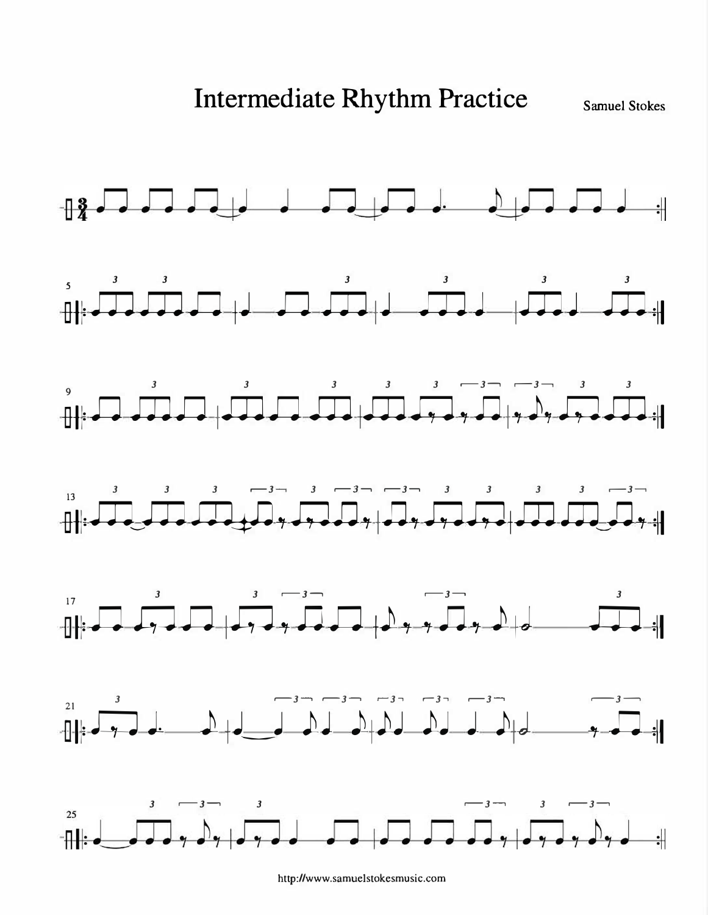# Intermediate Rhythm Practice

Samuel Stokes

http://www.samuelstokesmusic.com